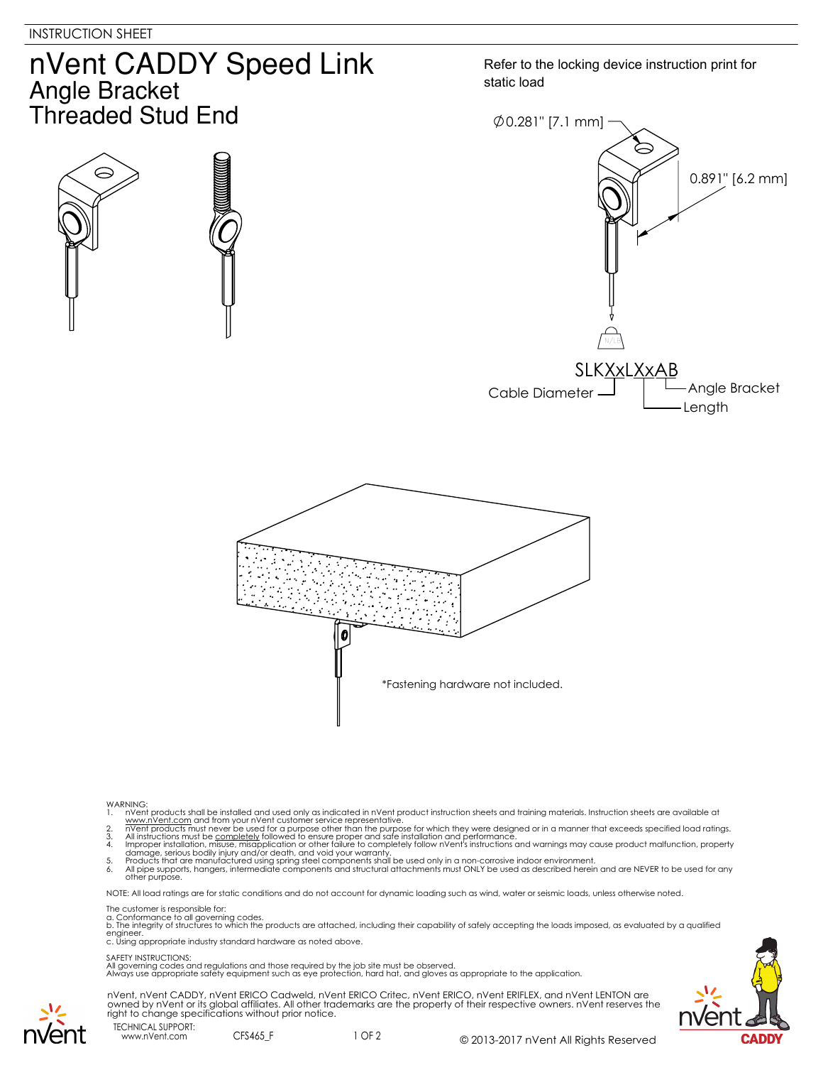INSTRUCTION SHEET

# nVent CADDY Speed Link

## Angle Bracket
## Threaded Stud End

Refer to the locking device instruction print for static load

∅0.281" [7.1 mm]

0.891" [6.2 mm]

N/LB

SLKXxLXxAB

Cable Diameter

Angle Bracket

Length

*Fastening hardware not included.

WARNING:

1. nVent products shall be installed and used only as indicated in nVent product instruction sheets and training materials. Instruction sheets are available at www.nVent.com and from your nVent customer service representative.
2. nVent products must never be used for a purpose other than the purpose for which they were designed or in a manner that exceeds specified load ratings.
3. All instructions must be completely followed to ensure proper and safe installation and performance.
4. Improper installation, misuse, misapplication or other failure to completely follow nVent's instructions and warnings may cause product malfunction, property damage, serious bodily injury and/or death, and void your warranty.
5. Products that are manufactured using spring steel components shall be used only in a non-corrosive indoor environment.
6. All pipe supports, hangers, intermediate components and structural attachments must ONLY be used as described herein and are NEVER to be used for any other purpose.

NOTE: All load ratings are for static conditions and do not account for dynamic loading such as wind, water or seismic loads, unless otherwise noted.

The customer is responsible for:

a. Conformance to all governing codes.
b. The integrity of structures to which the products are attached, including their capability of safely accepting the loads imposed, as evaluated by a qualified engineer.
c. Using appropriate industry standard hardware as noted above.

SAFETY INSTRUCTIONS:
All governing codes and regulations and those required by the job site must be observed.
Always use appropriate safety equipment such as eye protection, hard hat, and gloves as appropriate to the application.

nVent, nVent CADDY, nVent ERICO Cadweld, nVent ERICO Critec, nVent ERICO, nVent ERIFLEX, and nVent LENTON are owned by nVent or its global affiliates. All other trademarks are the property of their respective owners. nVent reserves the right to change specifications without prior notice.

TECHNICAL SUPPORT:
www.nVent.com

CFS465_F

© 2013-2017 nVent All Rights Reserved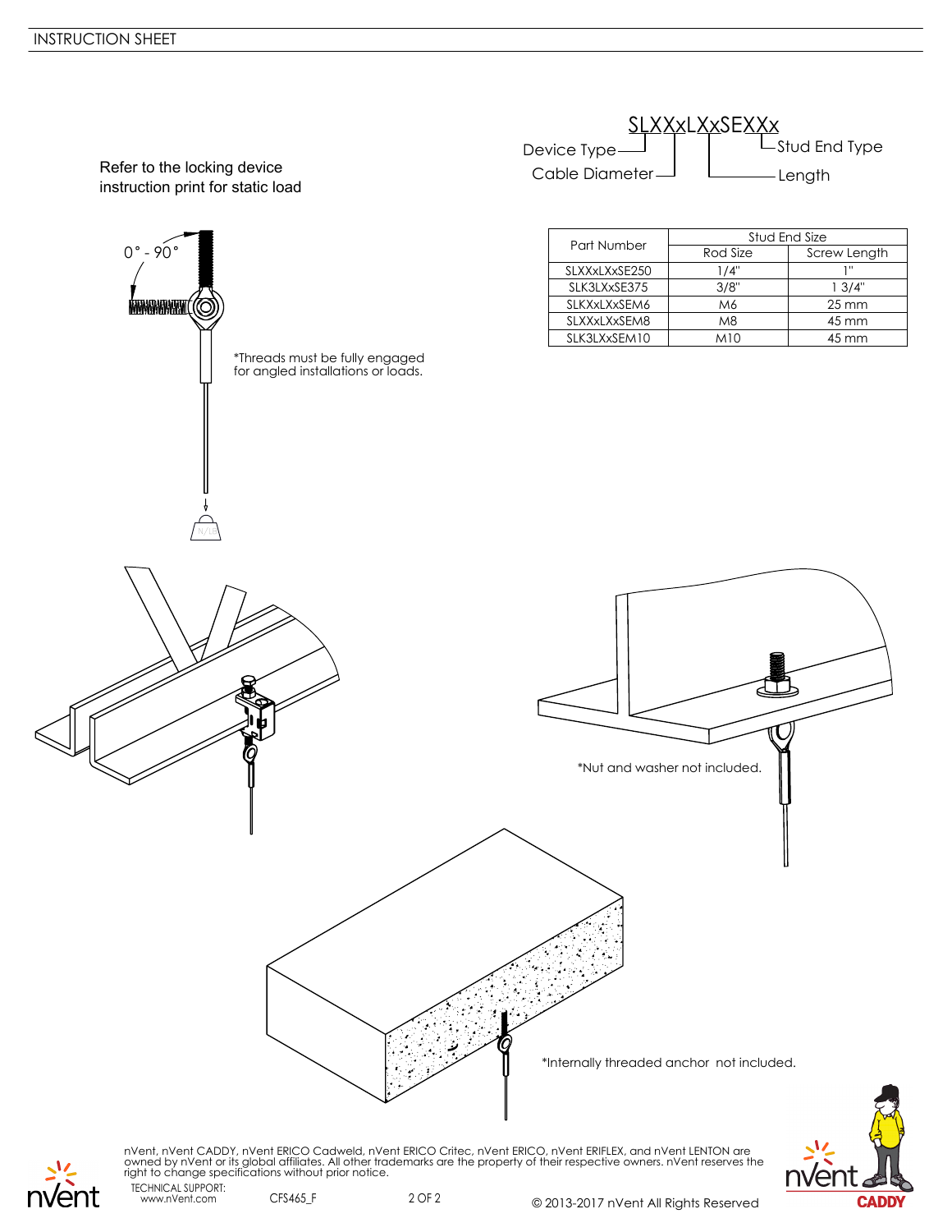Refer to the locking device instruction print for static load

SLXXxLXxSEXXx

Device Type

Cable Diameter

Stud End Type

Length

| Part Number | Stud End Size | |
|---|---|---|
| | Rod Size | Screw Length |
| SLXXxLXxSE250 | 1/4" | 1" |
| SLK3LXxSE375 | 3/8" | 1 3/4" |
| SLKXxLXxSEM6 | M6 | 25 mm |
| SLXXxLXxSEM8 | M8 | 45 mm |
| SLK3LXxSEM10 | M10 | 45 mm |

0° - 90°

*Threads must be fully engaged for angled installations or loads.

N/LB

*Nut and washer not included.

*Internally threaded anchor not included.

nVent, nVent CADDY, nVent ERICO Cadweld, nVent ERICO Critec, nVent ERICO, nVent ERIFLEX, and nVent LENTON are owned by nVent or its global affiliates. All other trademarks are the property of their respective owners. nVent reserves the right to change specifications without prior notice.

TECHNICAL SUPPORT:
www.nVent.com

CFS465_F

© 2013-2017 nVent All Rights Reserved